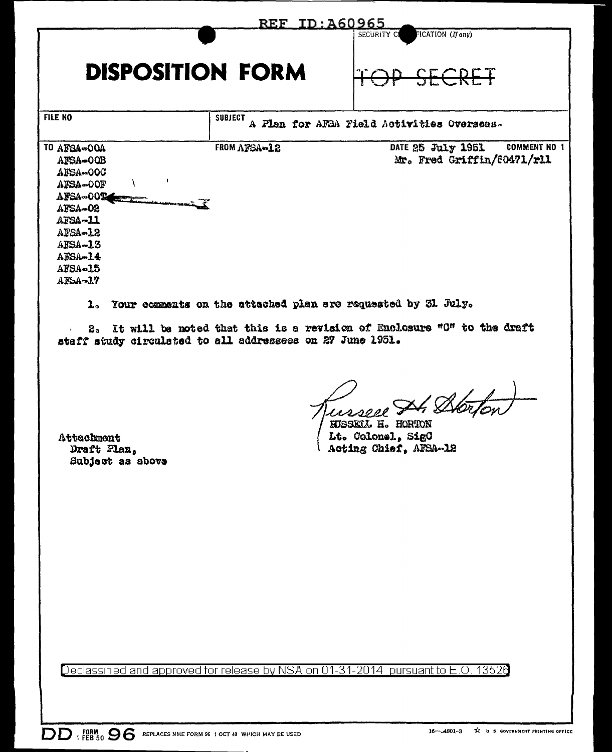REF ID:A60965

# DISPOSITION FORM

SECURITY CLASSIFICATION (If any)

TOP SECRET

| FILE NO | SUBJECT | |
|---|---|---|
| | A Plan for AFSA Field Activities Overseas. | |

| TO | FROM | DATE | COMMENT NO 1 |
|---|---|---|---|
| AFSA-00A<br>AFSA-00B<br>AFSA-00C<br>AFSA-00F<br>AFSA-00T<br>AFSA-02<br>AFSA-11<br>AFSA-12<br>AFSA-13<br>AFSA-14<br>AFSA-15<br>AFSA-17 | AFSA-12 | 25 July 1951<br>Mr. Fred Griffin/60471/rll | |

1. Your comments on the attached plan are requested by 31 July.

2. It will be noted that this is a revision of Enclosure "C" to the draft staff study circulated to all addressees on 27 June 1951.

Attachment
Draft Plan,
Subject as above

Russell H. Horton
RUSSELL H. HORTON
Lt. Colonel, SigC
Acting Chief, AFSA-12

Declassified and approved for release by NSA on 01-31-2014 pursuant to E.O. 13526

DD FORM 1 FEB 50 96 REPLACES NME FORM 96 1 OCT 48 WHICH MAY BE USED

16—54801-3 U S GOVERNMENT PRINTING OFFICE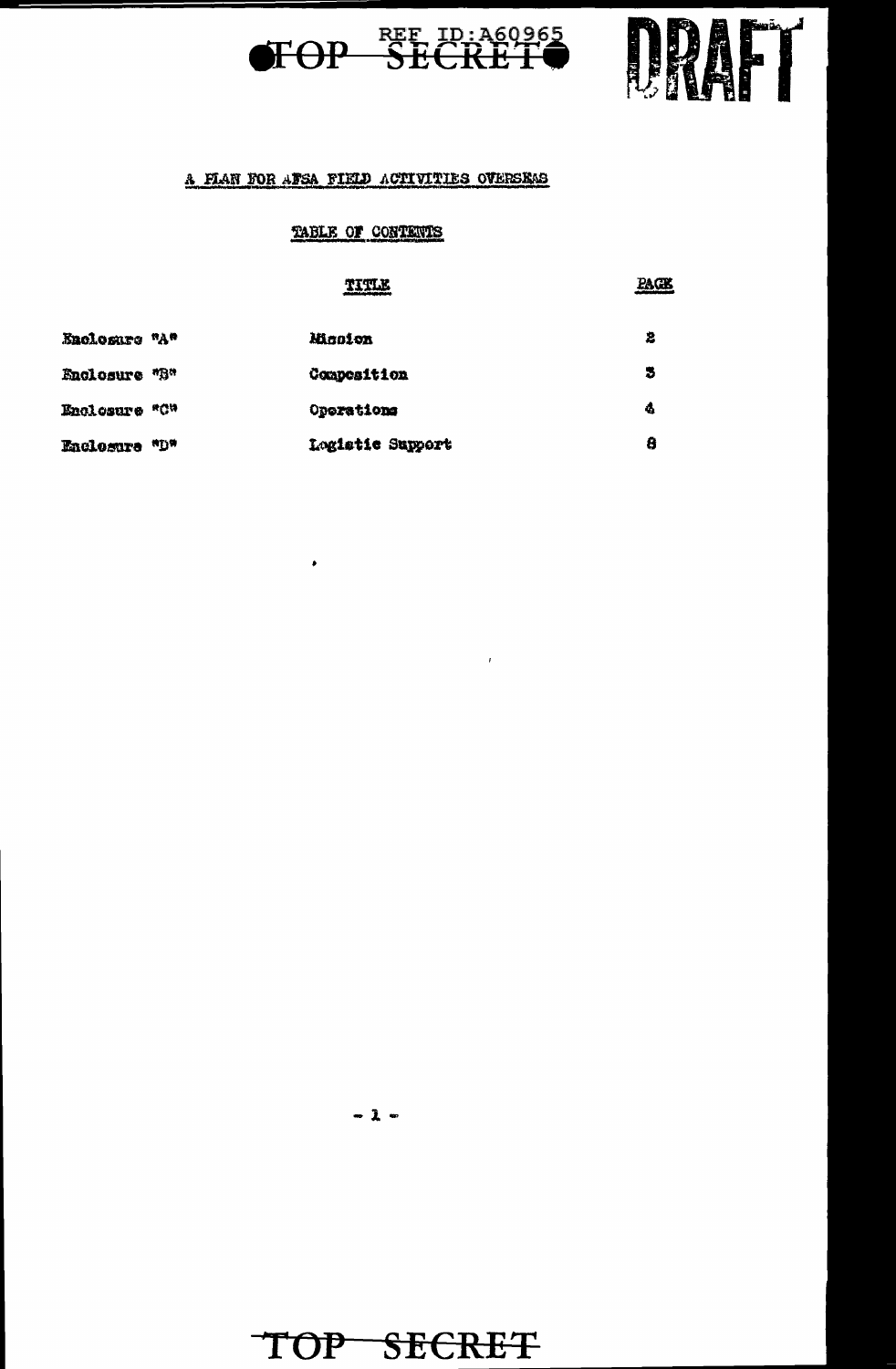TOP SECRET REF ID:A60965 DRAFT

## A PLAN FOR AFSA FIELD ACTIVITIES OVERSEAS

### TABLE OF CONTENTS

| | TITLE | PAGE |
|---|---|---|
| Enclosure "A" | Mission | 2 |
| Enclosure "B" | Composition | 3 |
| Enclosure "C" | Operations | 4 |
| Enclosure "D" | Logistic Support | 8 |

TOP SECRET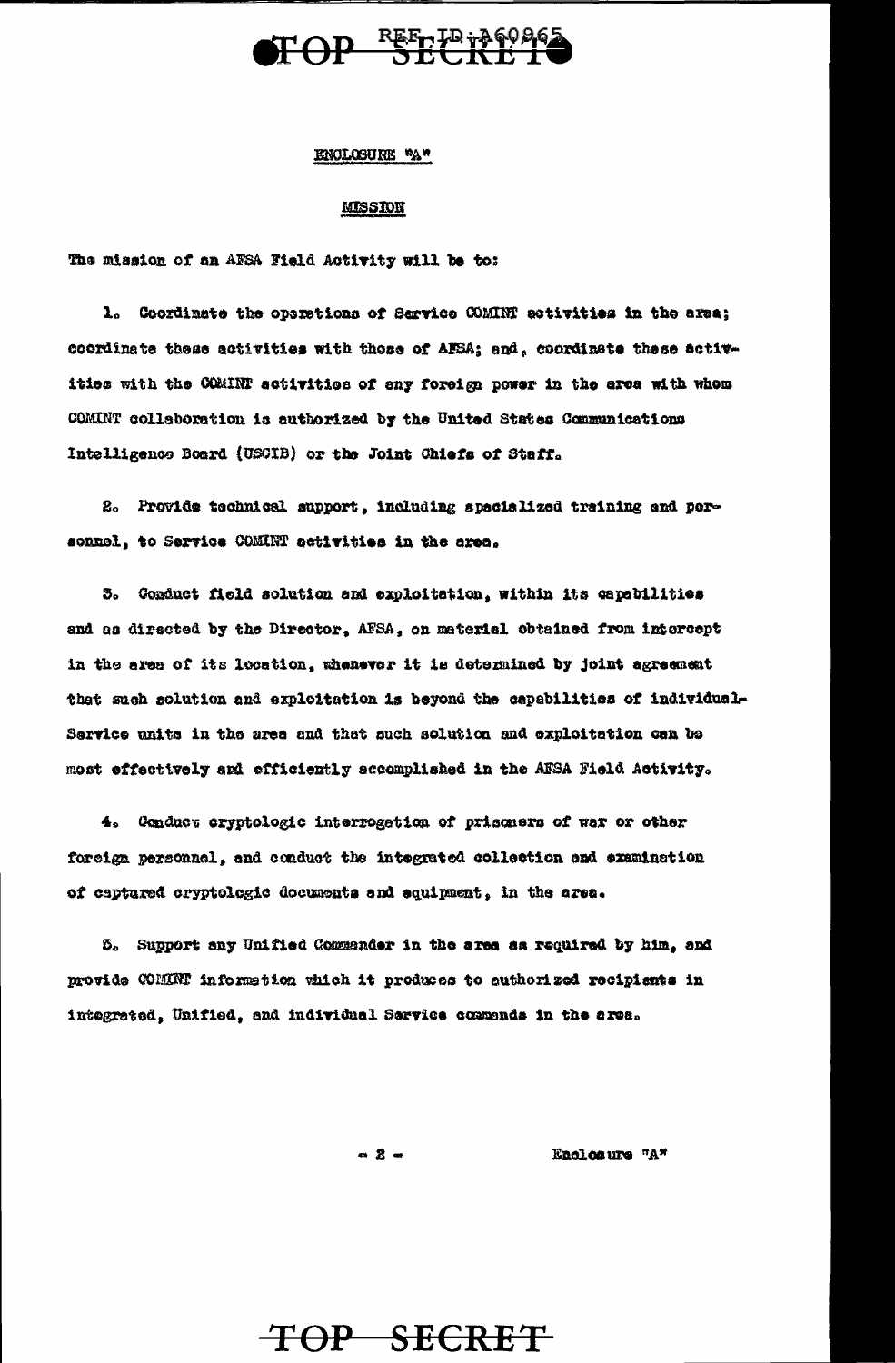ENCLOSURE "A"

MISSION

The mission of an AFSA Field Activity will be to:

1. Coordinate the operations of Service COMINT activities in the area; coordinate these activities with those of AFSA; and, coordinate these activities with the COMINT activities of any foreign power in the area with whom COMINT collaboration is authorized by the United States Communications Intelligence Board (USCIB) or the Joint Chiefs of Staff.

2. Provide technical support, including specialized training and personnel, to Service COMINT activities in the area.

3. Conduct field solution and exploitation, within its capabilities and as directed by the Director, AFSA, on material obtained from intercept in the area of its location, whenever it is determined by joint agreement that such solution and exploitation is beyond the capabilities of individual-Service units in the area and that such solution and exploitation can be most effectively and efficiently accomplished in the AFSA Field Activity.

4. Conduct cryptologic interrogation of prisoners of war or other foreign personnel, and conduct the integrated collection and examination of captured cryptologic documents and equipment, in the area.

5. Support any Unified Commander in the area as required by him, and provide COMINT information which it produces to authorized recipients in integrated, Unified, and individual Service commands in the area.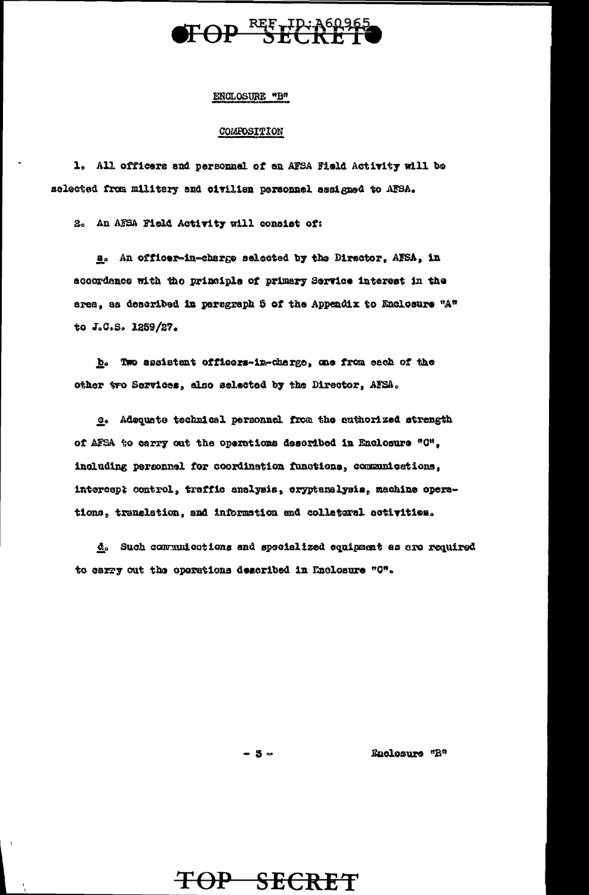ENCLOSURE "B"

COMPOSITION

1. All officers and personnel of an AFSA Field Activity will be selected from military and civilian personnel assigned to AFSA.

2. An AFSA Field Activity will consist of:

a. An officer-in-charge selected by the Director, AFSA, in accordance with the principle of primary Service interest in the area, as described in paragraph 5 of the Appendix to Enclosure "A" to J.C.S. 1259/27.

b. Two assistant officers-in-charge, one from each of the other two Services, also selected by the Director, AFSA.

c. Adequate technical personnel from the authorized strength of AFSA to carry out the operations described in Enclosure "C", including personnel for coordination functions, communications, intercept control, traffic analysis, cryptanalysis, machine operations, translation, and information and collateral activities.

d. Such communications and specialized equipment as are required to carry out the operations described in Enclosure "C".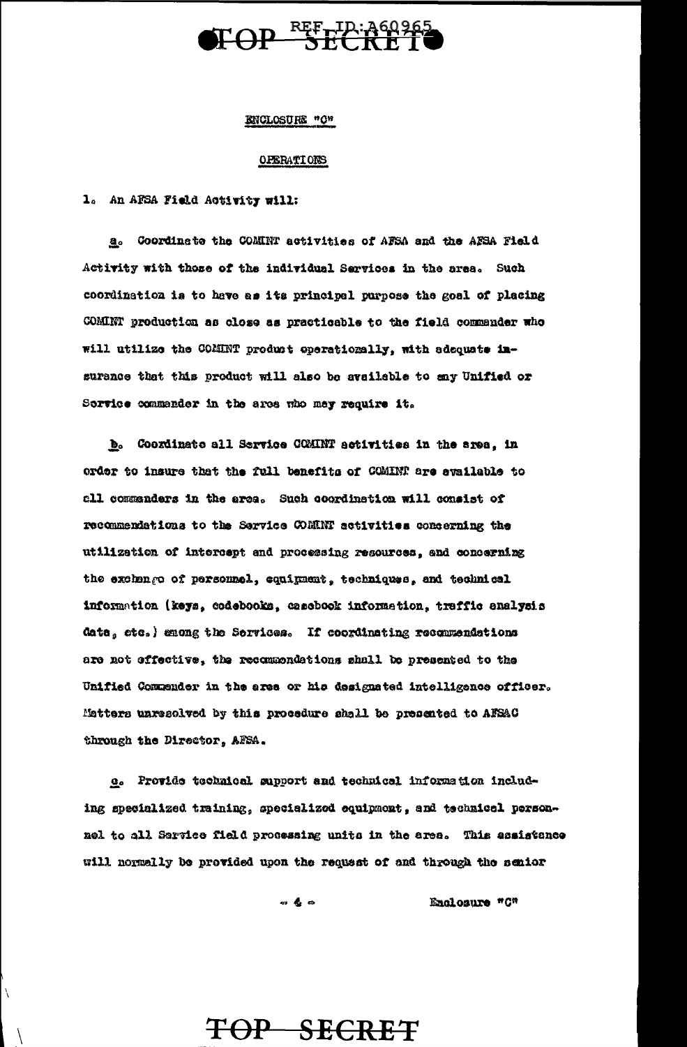ENCLOSURE "C"

OPERATIONS

1. An AFSA Field Activity will:

a. Coordinate the COMINT activities of AFSA and the AFSA Field Activity with those of the individual Services in the area. Such coordination is to have as its principal purpose the goal of placing COMINT production as close as practicable to the field commander who will utilize the COMINT product operationally, with adequate insurance that this product will also be available to any Unified or Service commander in the area who may require it.

b. Coordinate all Service COMINT activities in the area, in order to insure that the full benefits of COMINT are available to all commanders in the area. Such coordination will consist of recommendations to the Service COMINT activities concerning the utilization of intercept and processing resources, and concerning the exchange of personnel, equipment, techniques, and technical information (keys, codebooks, casebook information, traffic analysis data, etc.) among the Services. If coordinating recommendations are not effective, the recommendations shall be presented to the Unified Commander in the area or his designated intelligence officer. Matters unresolved by this procedure shall be presented to AFSAC through the Director, AFSA.

c. Provide technical support and technical information including specialized training, specialized equipment, and technical personnel to all Service field processing units in the area. This assistance will normally be provided upon the request of and through the senior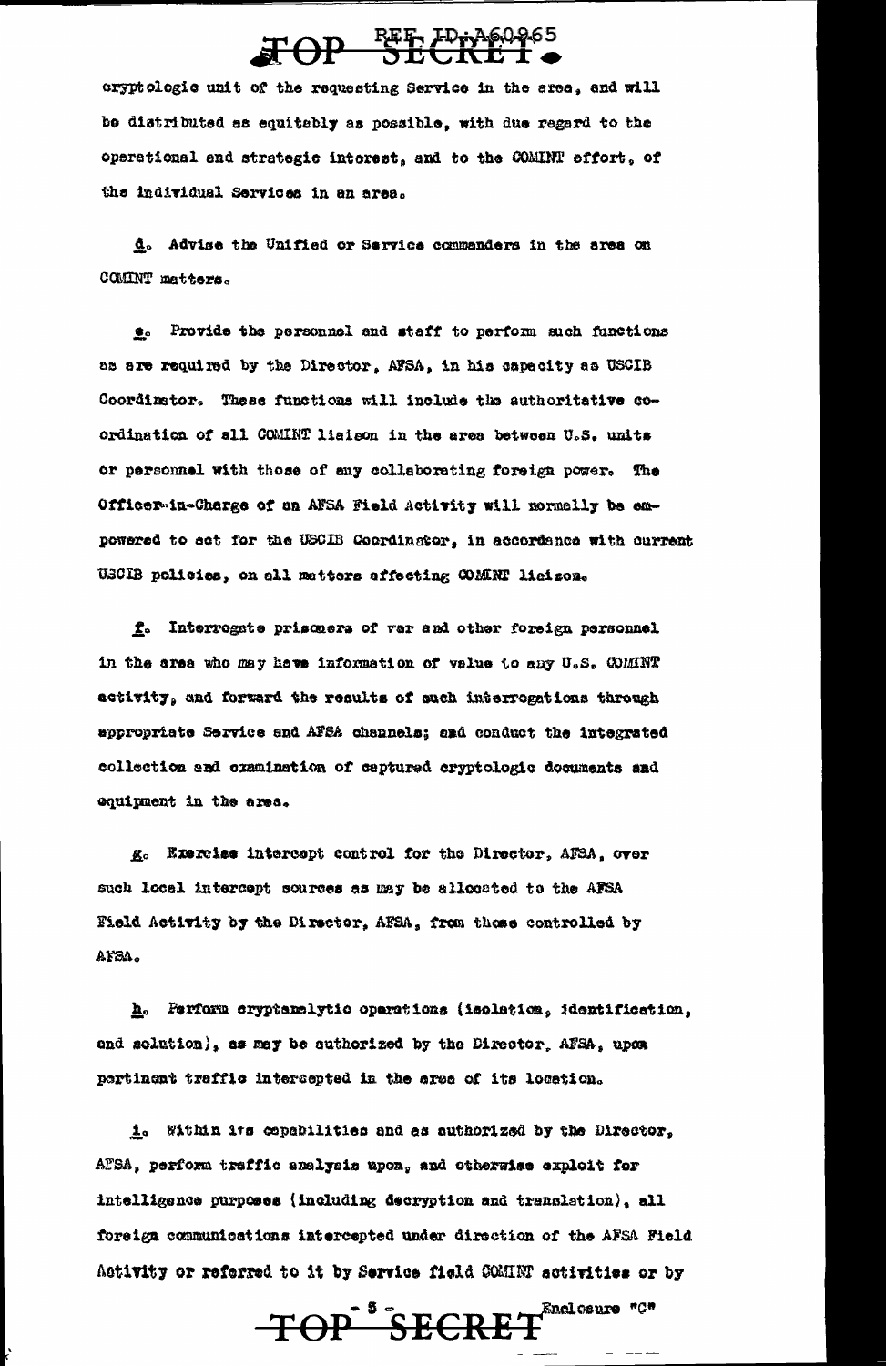cryptologic unit of the requesting Service in the area, and will be distributed as equitably as possible, with due regard to the operational and strategic interest, and to the COMINT effort, of the individual Services in an area.

*d*. Advise the Unified or Service commanders in the area on COMINT matters.

*e*. Provide the personnel and staff to perform such functions as are required by the Director, AFSA, in his capacity as USCIB Coordinator. These functions will include the authoritative co-ordination of all COMINT liaison in the area between U.S. units or personnel with those of any collaborating foreign power. The Officer-in-Charge of an AFSA Field Activity will normally be empowered to act for the USCIB Coordinator, in accordance with current USCIB policies, on all matters affecting COMINT liaison.

*f*. Interrogate prisoners of war and other foreign personnel in the area who may have information of value to any U.S. COMINT activity, and forward the results of such interrogations through appropriate Service and AFSA channels; and conduct the integrated collection and examination of captured cryptologic documents and equipment in the area.

*g*. Exercise intercept control for the Director, AFSA, over such local intercept sources as may be allocated to the AFSA Field Activity by the Director, AFSA, from those controlled by AFSA.

*h*. Perform cryptanalytic operations (isolation, identification, and solution), as may be authorized by the Director, AFSA, upon pertinent traffic intercepted in the area of its location.

*i*. Within its capabilities and as authorized by the Director, AFSA, perform traffic analysis upon, and otherwise exploit for intelligence purposes (including decryption and translation), all foreign communications intercepted under direction of the AFSA Field Activity or referred to it by Service field COMINT activities or by

Enclosure "C"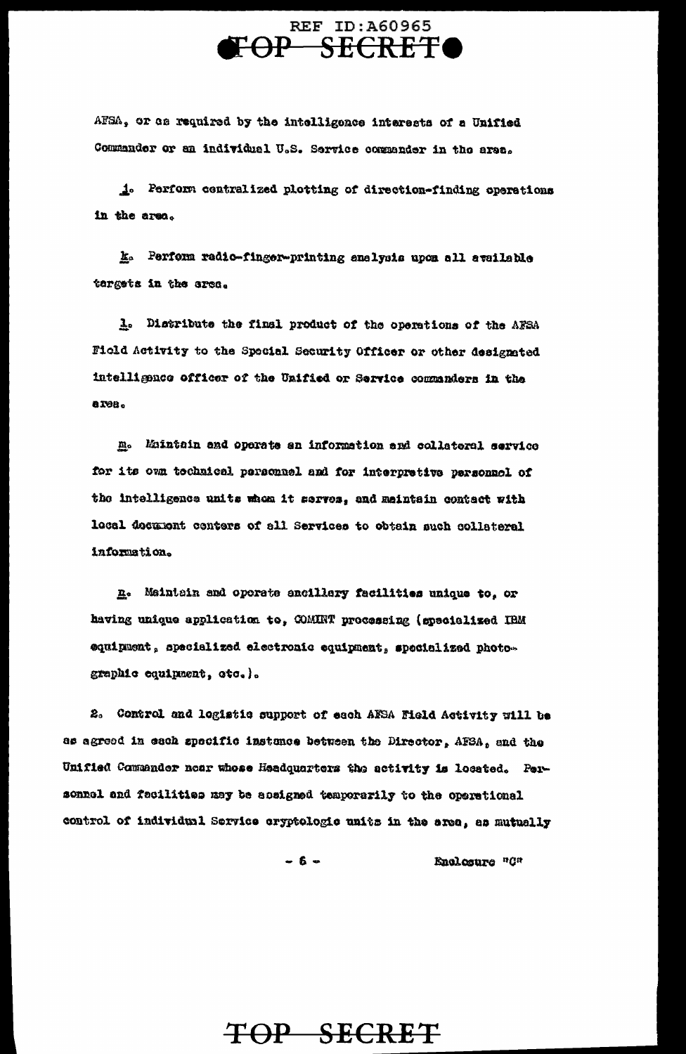AFSA, or as required by the intelligence interests of a Unified Commander or an individual U.S. Service commander in the area.

_j_. Perform centralized plotting of direction-finding operations in the area.

_k_. Perform radio-finger-printing analysis upon all available targets in the area.

_l_. Distribute the final product of the operations of the AFSA Field Activity to the Special Security Officer or other designated intelligence officer of the Unified or Service commanders in the area.

_m_. Maintain and operate an information and collateral service for its own technical personnel and for interpretive personnel of the intelligence units whom it serves, and maintain contact with local document centers of all Services to obtain such collateral information.

_n_. Maintain and operate ancillary facilities unique to, or having unique application to, COMINT processing (specialized IBM equipment, specialized electronic equipment, specialized photographic equipment, etc.).

2. Control and logistic support of each AFSA Field Activity will be as agreed in each specific instance between the Director, AFSA, and the Unified Commander near whose Headquarters the activity is located. Personnel and facilities may be assigned temporarily to the operational control of individual Service cryptologic units in the area, as mutually

Enclosure "C"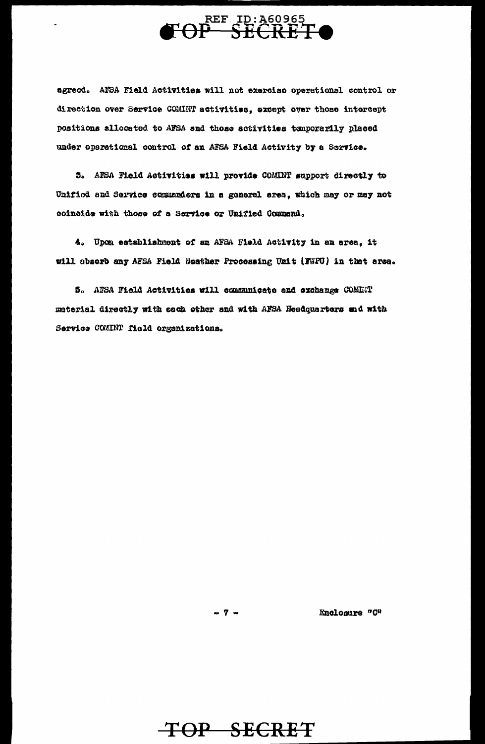agreed. AFSA Field Activities will not exercise operational control or direction over Service COMINT activities, except over those intercept positions allocated to AFSA and those activities temporarily placed under operational control of an AFSA Field Activity by a Service.

3. AFSA Field Activities will provide COMINT support directly to Unified and Service commanders in a general area, which may or may not coincide with those of a Service or Unified Command.

4. Upon establishment of an AFSA Field Activity in an area, it will absorb any AFSA Field Weather Processing Unit (FWPU) in that area.

5. AFSA Field Activities will communicate and exchange COMINT material directly with each other and with AFSA Headquarters and with Service COMINT field organizations.

Enclosure "C"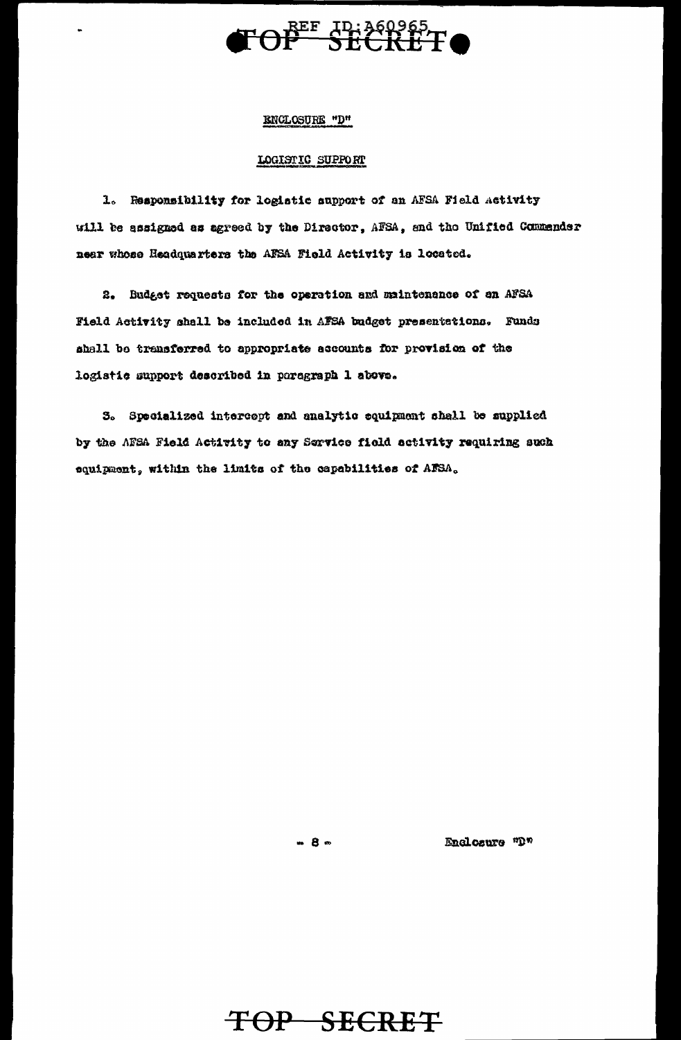ENCLOSURE "D"

LOGISTIC SUPPORT

1. Responsibility for logistic support of an AFSA Field Activity will be assigned as agreed by the Director, AFSA, and the Unified Commander near whose Headquarters the AFSA Field Activity is located.

2. Budget requests for the operation and maintenance of an AFSA Field Activity shall be included in AFSA budget presentations. Funds shall be transferred to appropriate accounts for provision of the logistic support described in paragraph 1 above.

3. Specialized intercept and analytic equipment shall be supplied by the AFSA Field Activity to any Service field activity requiring such equipment, within the limits of the capabilities of AFSA.